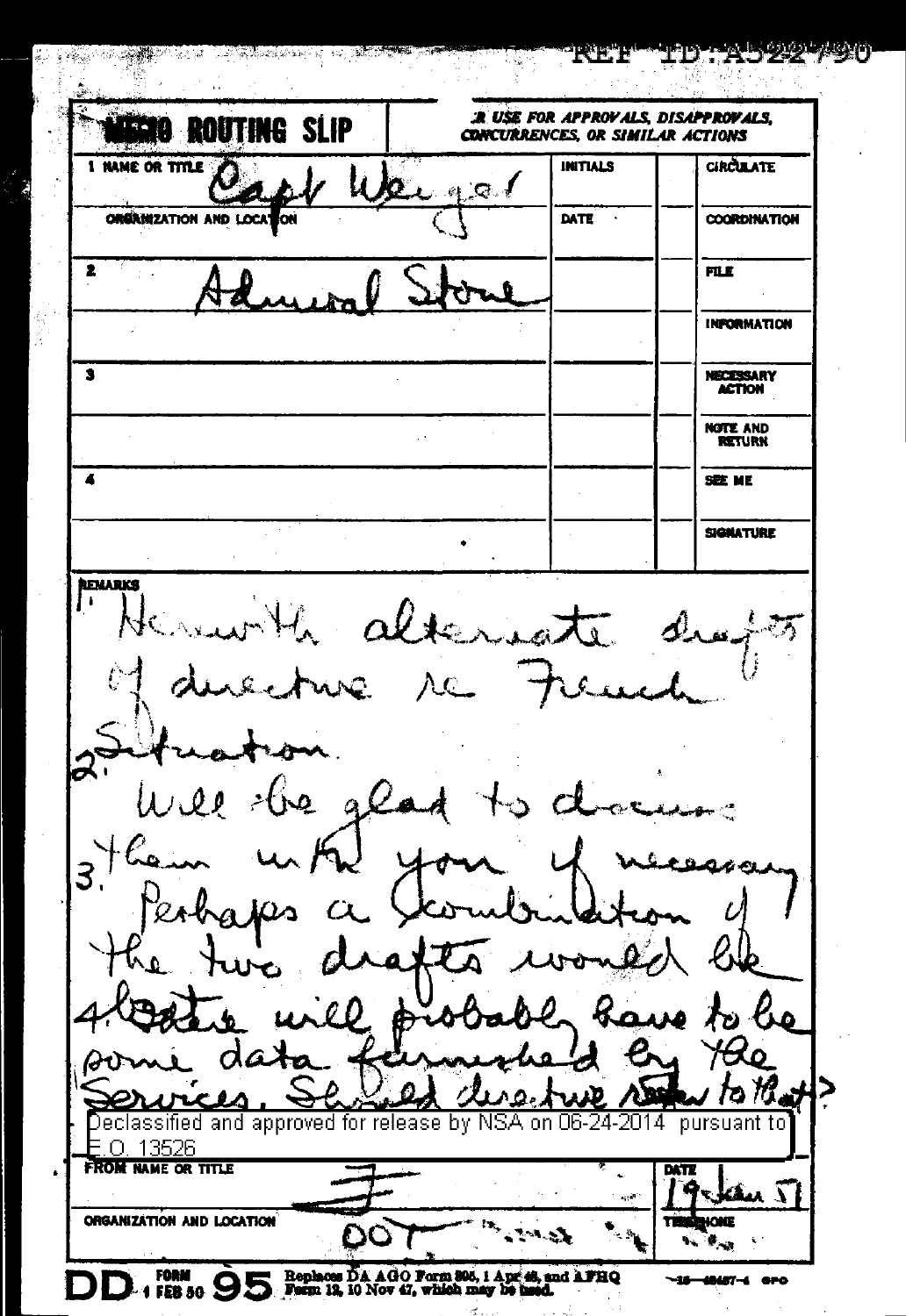REF ID:A522790

**MEMO ROUTING SLIP**

FOR USE FOR APPROVALS, DISAPPROVALS, CONCURRENCES, OR SIMILAR ACTIONS

| NAME OR TITLE | INITIALS | | |
|---|---|---|---|
| 1 Capt Weigel | | | CIRCULATE |
| ORGANIZATION AND LOCATION | DATE | | COORDINATION |
| 2 Admiral Stone | | | FILE |
| | | | INFORMATION |
| 3 | | | NECESSARY ACTION |
| | | | NOTE AND RETURN |
| 4 | | | SEE ME |
| | | | SIGNATURE |

REMARKS

1. Herewith alternate drafts of directive re French Situation.

2. Will be glad to discuss them with you if necessary.

3. Perhaps a combination of the two drafts would be

4. There will probably have to be some data furnished by the Services. Should directive refer to that?

Declassified and approved for release by NSA on 06-24-2014 pursuant to E.O. 13526

FROM NAME OR TITLE: F

DATE: 19 Jan 51

ORGANIZATION AND LOCATION: DOT

TELEPHONE:

DD FORM 1 FEB 50 95 Replaces DA AGO Form 895, 1 Apr 48, and AFHQ Form 12, 10 Nov 47, which may be used.

—16—48487-4 GPO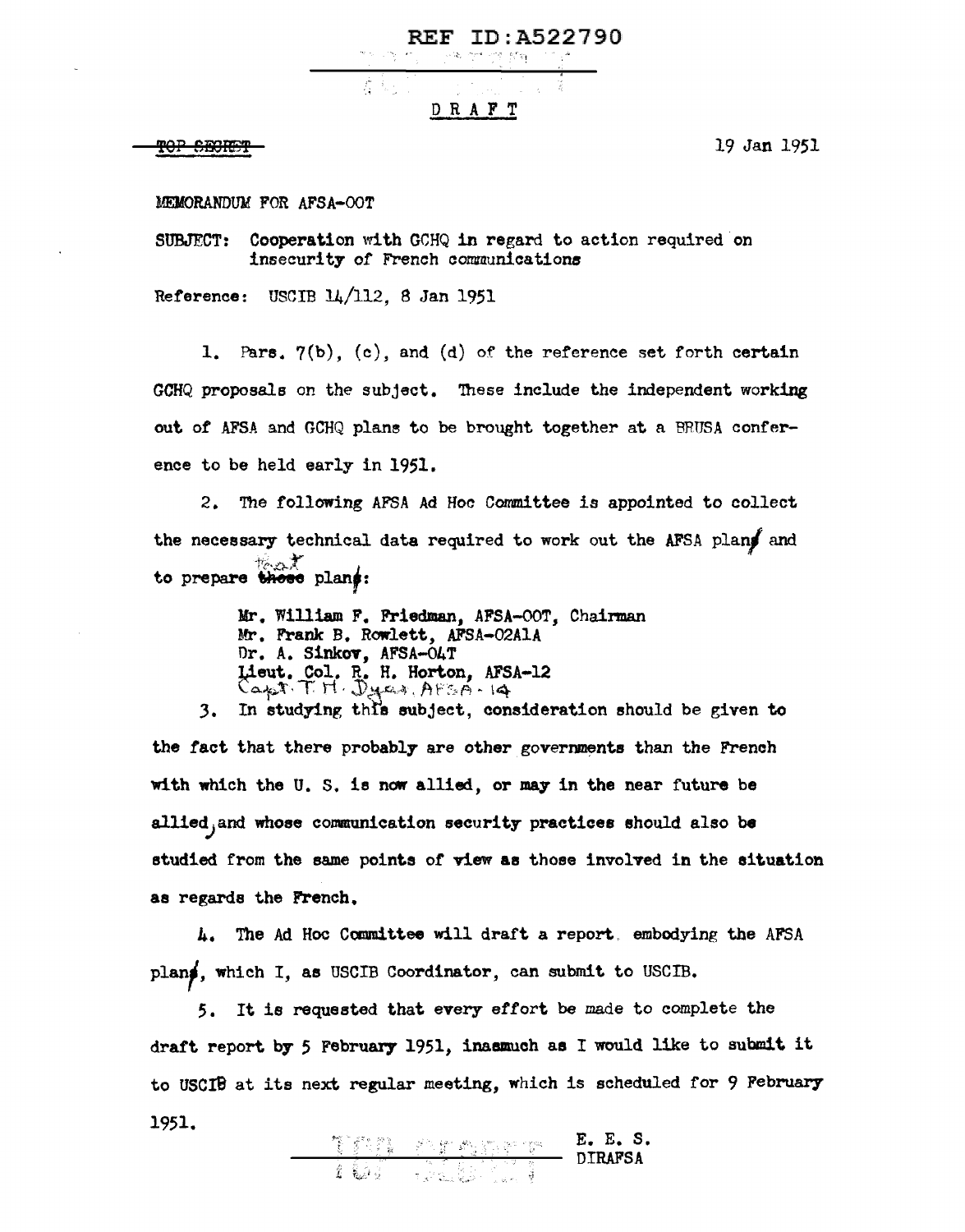REF ID:A522790

DRAFT

~~TOP SECRET~~

19 Jan 1951

MEMORANDUM FOR AFSA-00T

SUBJECT: Cooperation with GCHQ in regard to action required on insecurity of French communications

Reference: USCIB 14/112, 8 Jan 1951

1. Pars. 7(b), (c), and (d) of the reference set forth certain GCHQ proposals on the subject. These include the independent working out of AFSA and GCHQ plans to be brought together at a BRUSA conference to be held early in 1951.

2. The following AFSA Ad Hoc Committee is appointed to collect the necessary technical data required to work out the AFSA plan and to prepare that plan:

Mr. William F. Friedman, AFSA-00T, Chairman
Mr. Frank B. Rowlett, AFSA-02A1A
Dr. A. Sinkov, AFSA-04T
Lieut. Col. R. H. Horton, AFSA-12
Capt. T. H. Dyer, AFSA-14

3. In studying this subject, consideration should be given to the fact that there probably are other governments than the French with which the U. S. is now allied, or may in the near future be allied, and whose communication security practices should also be studied from the same points of view as those involved in the situation as regards the French.

4. The Ad Hoc Committee will draft a report embodying the AFSA plan, which I, as USCIB Coordinator, can submit to USCIB.

5. It is requested that every effort be made to complete the draft report by 5 February 1951, inasmuch as I would like to submit it to USCIB at its next regular meeting, which is scheduled for 9 February 1951.

E. E. S.
DIRAFSA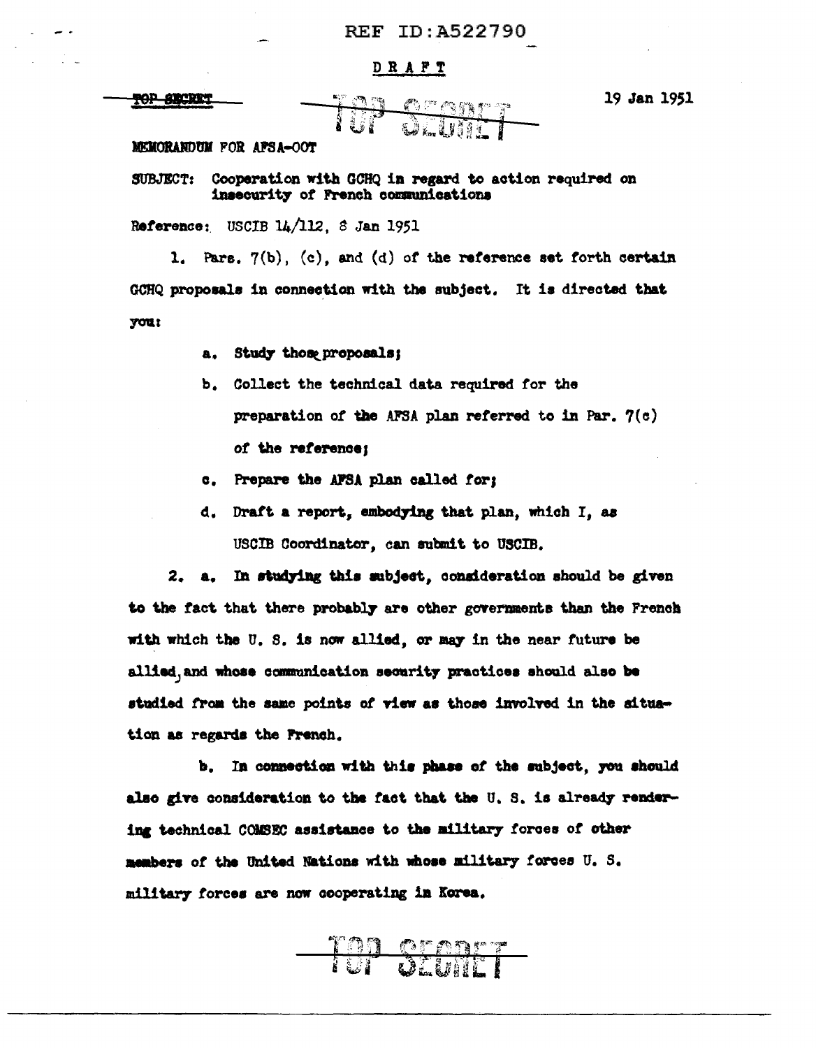REF ID:A522790

DRAFT

~~TOP SECRET~~ ~~TOP SECRET~~ 19 Jan 1951

MEMORANDUM FOR AFSA-OOT

SUBJECT: Cooperation with GCHQ in regard to action required on insecurity of French communications

Reference: USCIB 14/112, 8 Jan 1951

1. Pars. 7(b), (c), and (d) of the reference set forth certain GCHQ proposals in connection with the subject. It is directed that you:

   a. Study those proposals;

   b. Collect the technical data required for the preparation of the AFSA plan referred to in Par. 7(c) of the reference;

   c. Prepare the AFSA plan called for;

   d. Draft a report, embodying that plan, which I, as USCIB Coordinator, can submit to USCIB.

2. a. In studying this subject, consideration should be given to the fact that there probably are other governments than the French with which the U. S. is now allied, or may in the near future be allied, and whose communication security practices should also be studied from the same points of view as those involved in the situation as regards the French.

   b. In connection with this phase of the subject, you should also give consideration to the fact that the U. S. is already rendering technical COMSEC assistance to the military forces of other members of the United Nations with whose military forces U. S. military forces are now cooperating in Korea.

~~TOP SECRET~~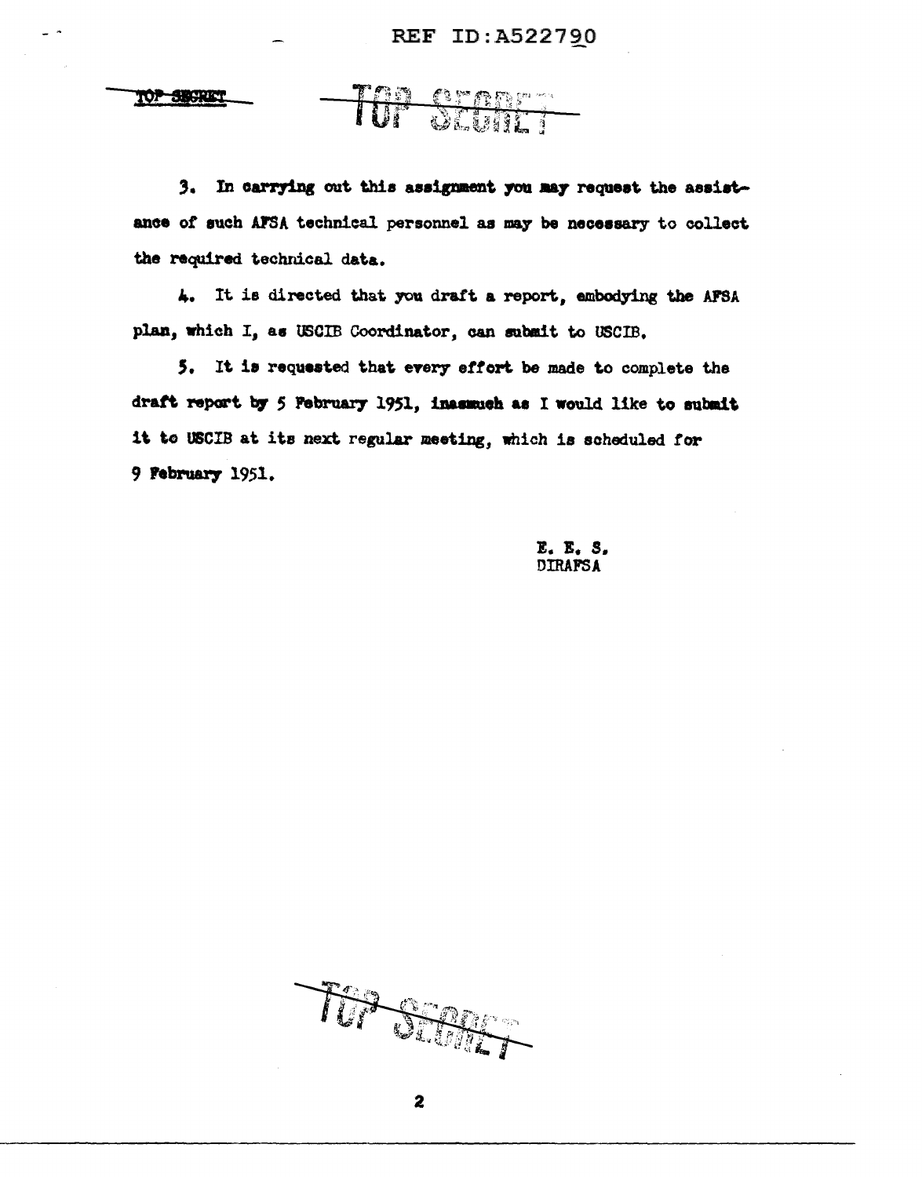3. In carrying out this assignment you may request the assistance of such AFSA technical personnel as may be necessary to collect the required technical data.

4. It is directed that you draft a report, embodying the AFSA plan, which I, as USCIB Coordinator, can submit to USCIB.

5. It is requested that every effort be made to complete the draft report by 5 February 1951, inasmuch as I would like to submit it to USCIB at its next regular meeting, which is scheduled for 9 February 1951.

E. E. S.
DIRAFSA